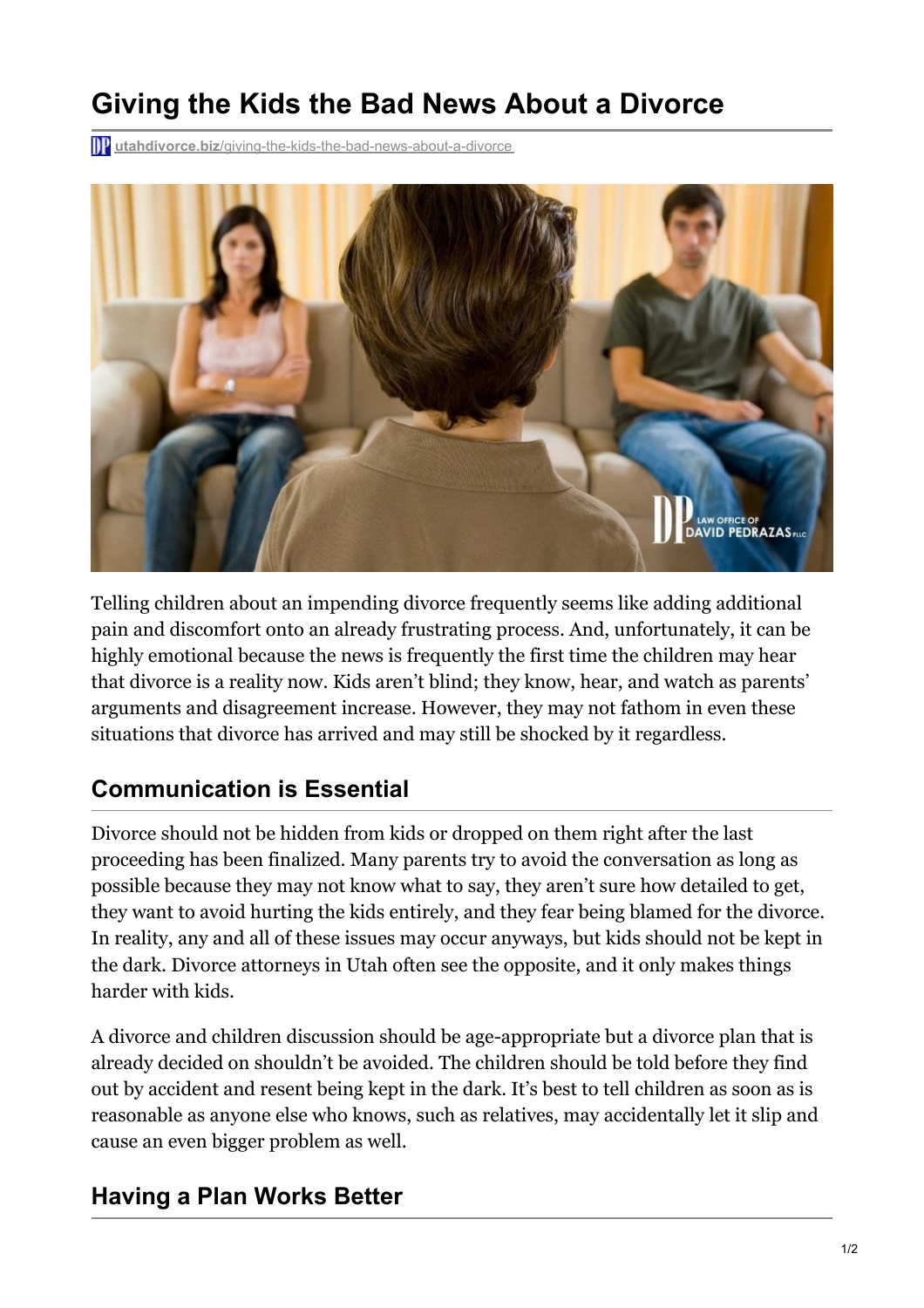# Giving the Kids the Bad News About a Divorce

utahdivorce.biz/giving-the-kids-the-bad-news-about-a-divorce

Telling children about an impending divorce frequently seems like adding additional pain and discomfort onto an already frustrating process. And, unfortunately, it can be highly emotional because the news is frequently the first time the children may hear that divorce is a reality now. Kids aren't blind; they know, hear, and watch as parents' arguments and disagreement increase. However, they may not fathom in even these situations that divorce has arrived and may still be shocked by it regardless.

## Communication is Essential

Divorce should not be hidden from kids or dropped on them right after the last proceeding has been finalized. Many parents try to avoid the conversation as long as possible because they may not know what to say, they aren't sure how detailed to get, they want to avoid hurting the kids entirely, and they fear being blamed for the divorce. In reality, any and all of these issues may occur anyways, but kids should not be kept in the dark. Divorce attorneys in Utah often see the opposite, and it only makes things harder with kids.

A divorce and children discussion should be age-appropriate but a divorce plan that is already decided on shouldn't be avoided. The children should be told before they find out by accident and resent being kept in the dark. It's best to tell children as soon as is reasonable as anyone else who knows, such as relatives, may accidentally let it slip and cause an even bigger problem as well.

## Having a Plan Works Better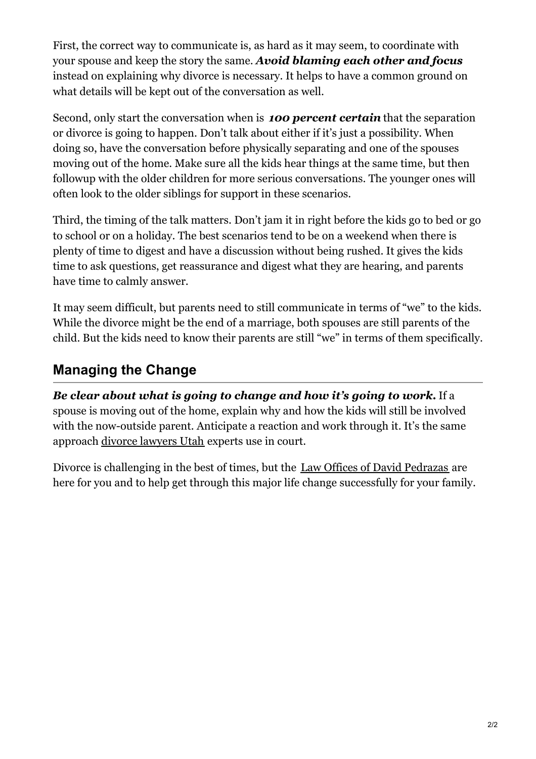First, the correct way to communicate is, as hard as it may seem, to coordinate with your spouse and keep the story the same. ***Avoid blaming each other and focus*** instead on explaining why divorce is necessary. It helps to have a common ground on what details will be kept out of the conversation as well.

Second, only start the conversation when is ***100 percent certain*** that the separation or divorce is going to happen. Don't talk about either if it's just a possibility. When doing so, have the conversation before physically separating and one of the spouses moving out of the home. Make sure all the kids hear things at the same time, but then followup with the older children for more serious conversations. The younger ones will often look to the older siblings for support in these scenarios.

Third, the timing of the talk matters. Don't jam it in right before the kids go to bed or go to school or on a holiday. The best scenarios tend to be on a weekend when there is plenty of time to digest and have a discussion without being rushed. It gives the kids time to ask questions, get reassurance and digest what they are hearing, and parents have time to calmly answer.

It may seem difficult, but parents need to still communicate in terms of "we" to the kids. While the divorce might be the end of a marriage, both spouses are still parents of the child. But the kids need to know their parents are still "we" in terms of them specifically.

## Managing the Change

***Be clear about what is going to change and how it's going to work.*** If a spouse is moving out of the home, explain why and how the kids will still be involved with the now-outside parent. Anticipate a reaction and work through it. It's the same approach divorce lawyers Utah experts use in court.

Divorce is challenging in the best of times, but the Law Offices of David Pedrazas are here for you and to help get through this major life change successfully for your family.